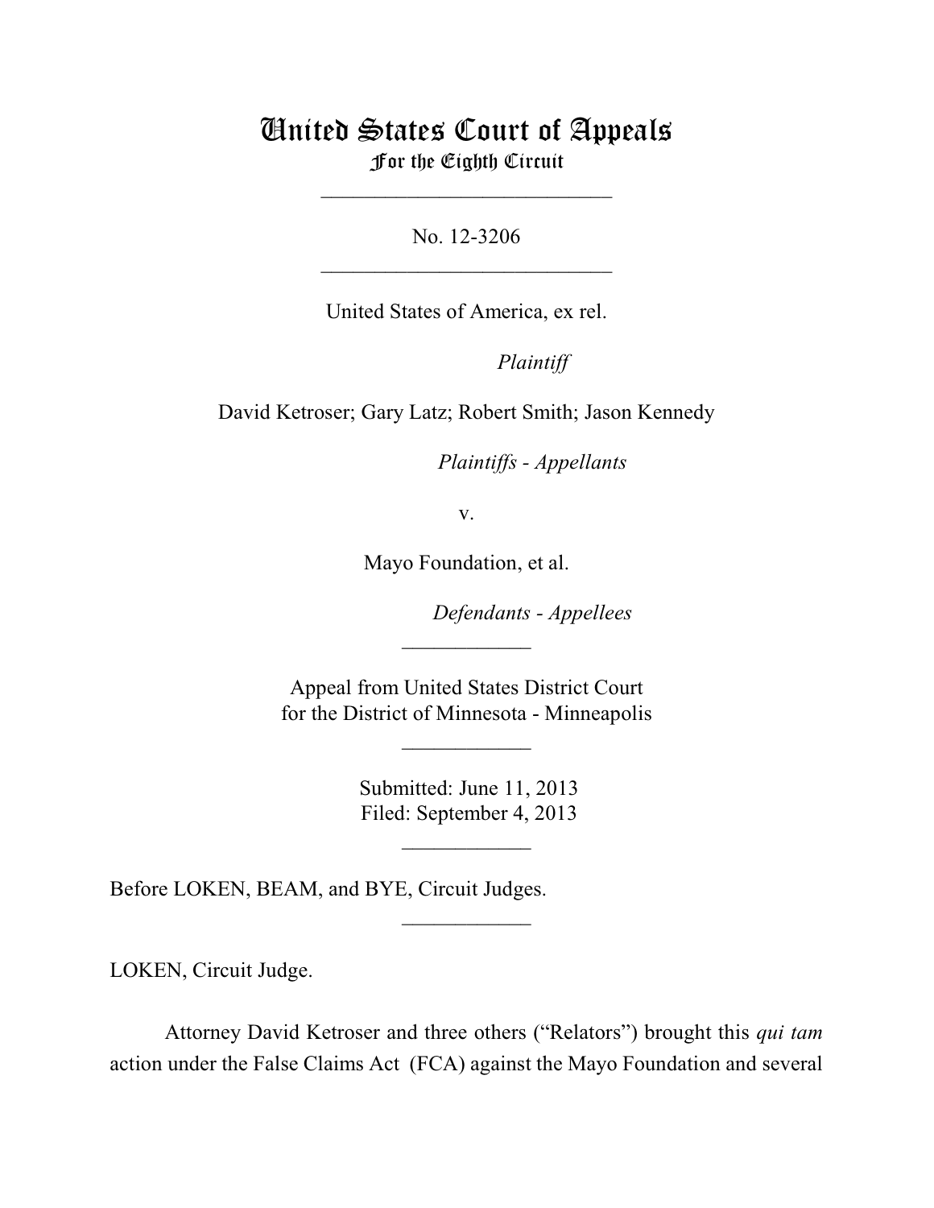# United States Court of Appeals
## For the Eighth Circuit

___________________________

No. 12-3206

___________________________

United States of America, ex rel.

*Plaintiff*

David Ketroser; Gary Latz; Robert Smith; Jason Kennedy

*Plaintiffs - Appellants*

v.

Mayo Foundation, et al.

*Defendants - Appellees*

____________

Appeal from United States District Court
for the District of Minnesota - Minneapolis

____________

Submitted: June 11, 2013
Filed: September 4, 2013

____________

Before LOKEN, BEAM, and BYE, Circuit Judges.

____________

LOKEN, Circuit Judge.

Attorney David Ketroser and three others ("Relators") brought this *qui tam* action under the False Claims Act (FCA) against the Mayo Foundation and several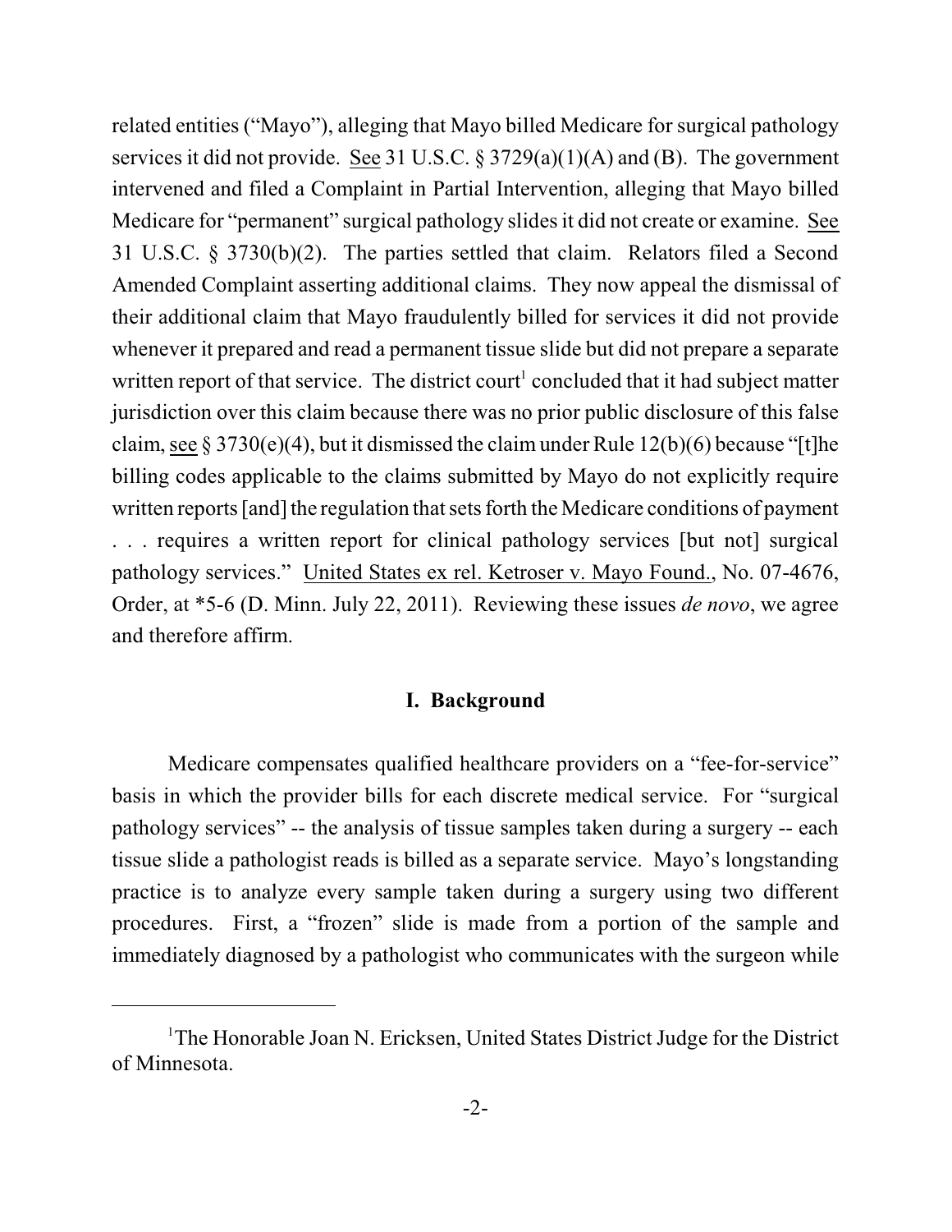related entities ("Mayo"), alleging that Mayo billed Medicare for surgical pathology services it did not provide. See 31 U.S.C. § 3729(a)(1)(A) and (B). The government intervened and filed a Complaint in Partial Intervention, alleging that Mayo billed Medicare for "permanent" surgical pathology slides it did not create or examine. See 31 U.S.C. § 3730(b)(2). The parties settled that claim. Relators filed a Second Amended Complaint asserting additional claims. They now appeal the dismissal of their additional claim that Mayo fraudulently billed for services it did not provide whenever it prepared and read a permanent tissue slide but did not prepare a separate written report of that service. The district court[1] concluded that it had subject matter jurisdiction over this claim because there was no prior public disclosure of this false claim, see § 3730(e)(4), but it dismissed the claim under Rule 12(b)(6) because "[t]he billing codes applicable to the claims submitted by Mayo do not explicitly require written reports [and] the regulation that sets forth the Medicare conditions of payment . . . requires a written report for clinical pathology services [but not] surgical pathology services." United States ex rel. Ketroser v. Mayo Found., No. 07-4676, Order, at *5-6 (D. Minn. July 22, 2011). Reviewing these issues *de novo*, we agree and therefore affirm.

## I. Background

Medicare compensates qualified healthcare providers on a "fee-for-service" basis in which the provider bills for each discrete medical service. For "surgical pathology services" -- the analysis of tissue samples taken during a surgery -- each tissue slide a pathologist reads is billed as a separate service. Mayo's longstanding practice is to analyze every sample taken during a surgery using two different procedures. First, a "frozen" slide is made from a portion of the sample and immediately diagnosed by a pathologist who communicates with the surgeon while

[1]The Honorable Joan N. Ericksen, United States District Judge for the District of Minnesota.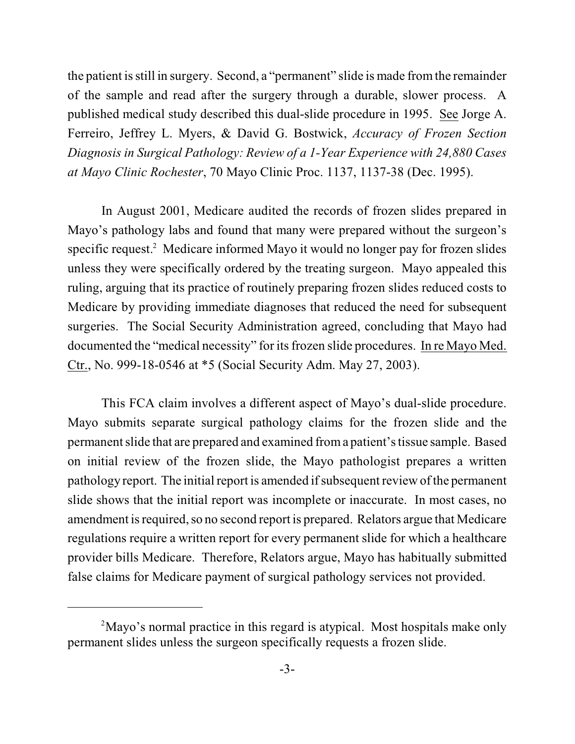the patient is still in surgery. Second, a "permanent" slide is made from the remainder of the sample and read after the surgery through a durable, slower process. A published medical study described this dual-slide procedure in 1995. See Jorge A. Ferreiro, Jeffrey L. Myers, & David G. Bostwick, *Accuracy of Frozen Section Diagnosis in Surgical Pathology: Review of a 1-Year Experience with 24,880 Cases at Mayo Clinic Rochester*, 70 Mayo Clinic Proc. 1137, 1137-38 (Dec. 1995).

In August 2001, Medicare audited the records of frozen slides prepared in Mayo's pathology labs and found that many were prepared without the surgeon's specific request.[2] Medicare informed Mayo it would no longer pay for frozen slides unless they were specifically ordered by the treating surgeon. Mayo appealed this ruling, arguing that its practice of routinely preparing frozen slides reduced costs to Medicare by providing immediate diagnoses that reduced the need for subsequent surgeries. The Social Security Administration agreed, concluding that Mayo had documented the "medical necessity" for its frozen slide procedures. In re Mayo Med. Ctr., No. 999-18-0546 at *5 (Social Security Adm. May 27, 2003).

This FCA claim involves a different aspect of Mayo's dual-slide procedure. Mayo submits separate surgical pathology claims for the frozen slide and the permanent slide that are prepared and examined from a patient's tissue sample. Based on initial review of the frozen slide, the Mayo pathologist prepares a written pathology report. The initial report is amended if subsequent review of the permanent slide shows that the initial report was incomplete or inaccurate. In most cases, no amendment is required, so no second report is prepared. Relators argue that Medicare regulations require a written report for every permanent slide for which a healthcare provider bills Medicare. Therefore, Relators argue, Mayo has habitually submitted false claims for Medicare payment of surgical pathology services not provided.

---

[2] Mayo's normal practice in this regard is atypical. Most hospitals make only permanent slides unless the surgeon specifically requests a frozen slide.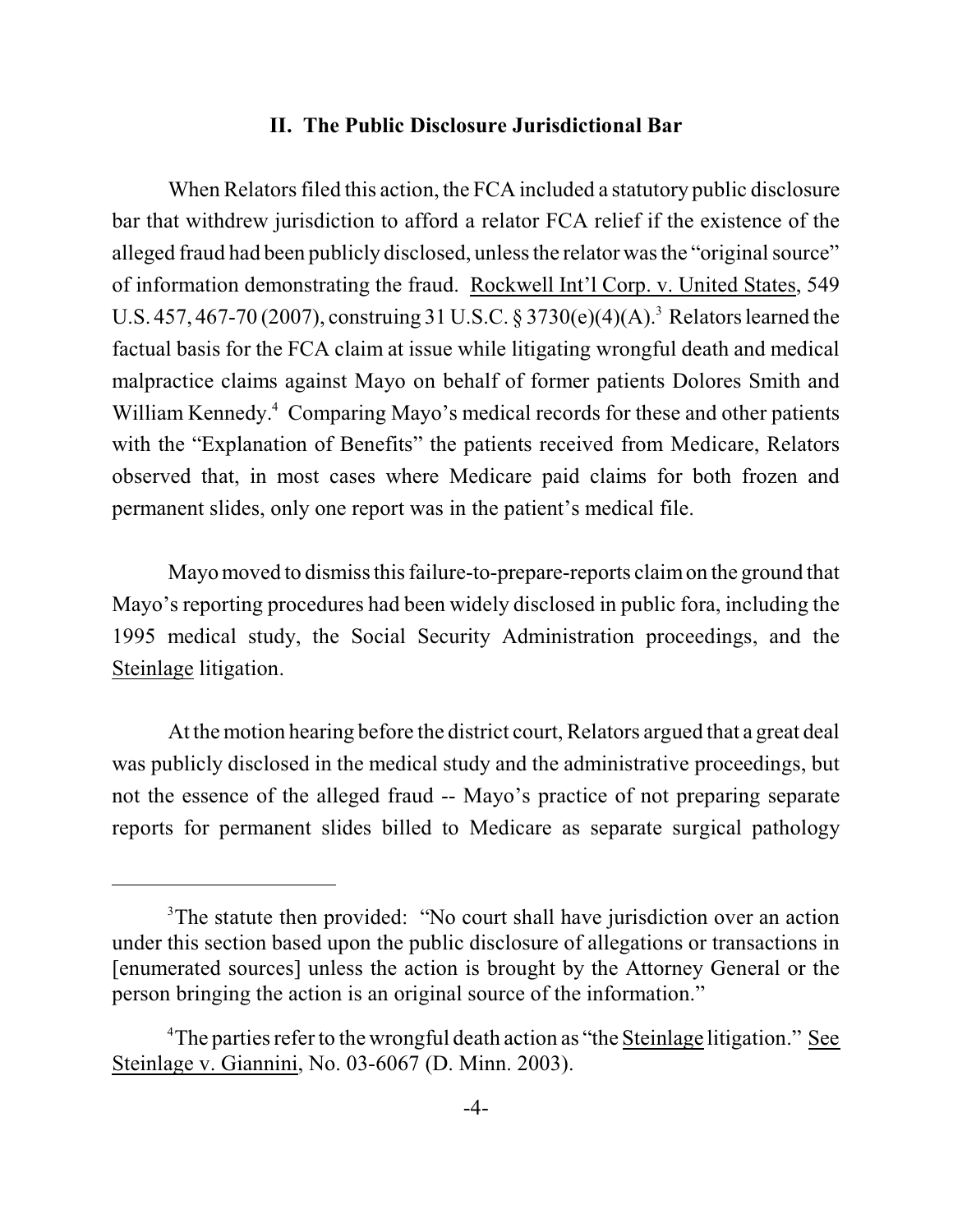## II. The Public Disclosure Jurisdictional Bar

When Relators filed this action, the FCA included a statutory public disclosure bar that withdrew jurisdiction to afford a relator FCA relief if the existence of the alleged fraud had been publicly disclosed, unless the relator was the "original source" of information demonstrating the fraud. Rockwell Int'l Corp. v. United States, 549 U.S. 457, 467-70 (2007), construing 31 U.S.C. § 3730(e)(4)(A).[3] Relators learned the factual basis for the FCA claim at issue while litigating wrongful death and medical malpractice claims against Mayo on behalf of former patients Dolores Smith and William Kennedy.[4] Comparing Mayo's medical records for these and other patients with the "Explanation of Benefits" the patients received from Medicare, Relators observed that, in most cases where Medicare paid claims for both frozen and permanent slides, only one report was in the patient's medical file.

Mayo moved to dismiss this failure-to-prepare-reports claim on the ground that Mayo's reporting procedures had been widely disclosed in public fora, including the 1995 medical study, the Social Security Administration proceedings, and the Steinlage litigation.

At the motion hearing before the district court, Relators argued that a great deal was publicly disclosed in the medical study and the administrative proceedings, but not the essence of the alleged fraud -- Mayo's practice of not preparing separate reports for permanent slides billed to Medicare as separate surgical pathology

---

[3] The statute then provided: "No court shall have jurisdiction over an action under this section based upon the public disclosure of allegations or transactions in [enumerated sources] unless the action is brought by the Attorney General or the person bringing the action is an original source of the information."

[4] The parties refer to the wrongful death action as "the Steinlage litigation." See Steinlage v. Giannini, No. 03-6067 (D. Minn. 2003).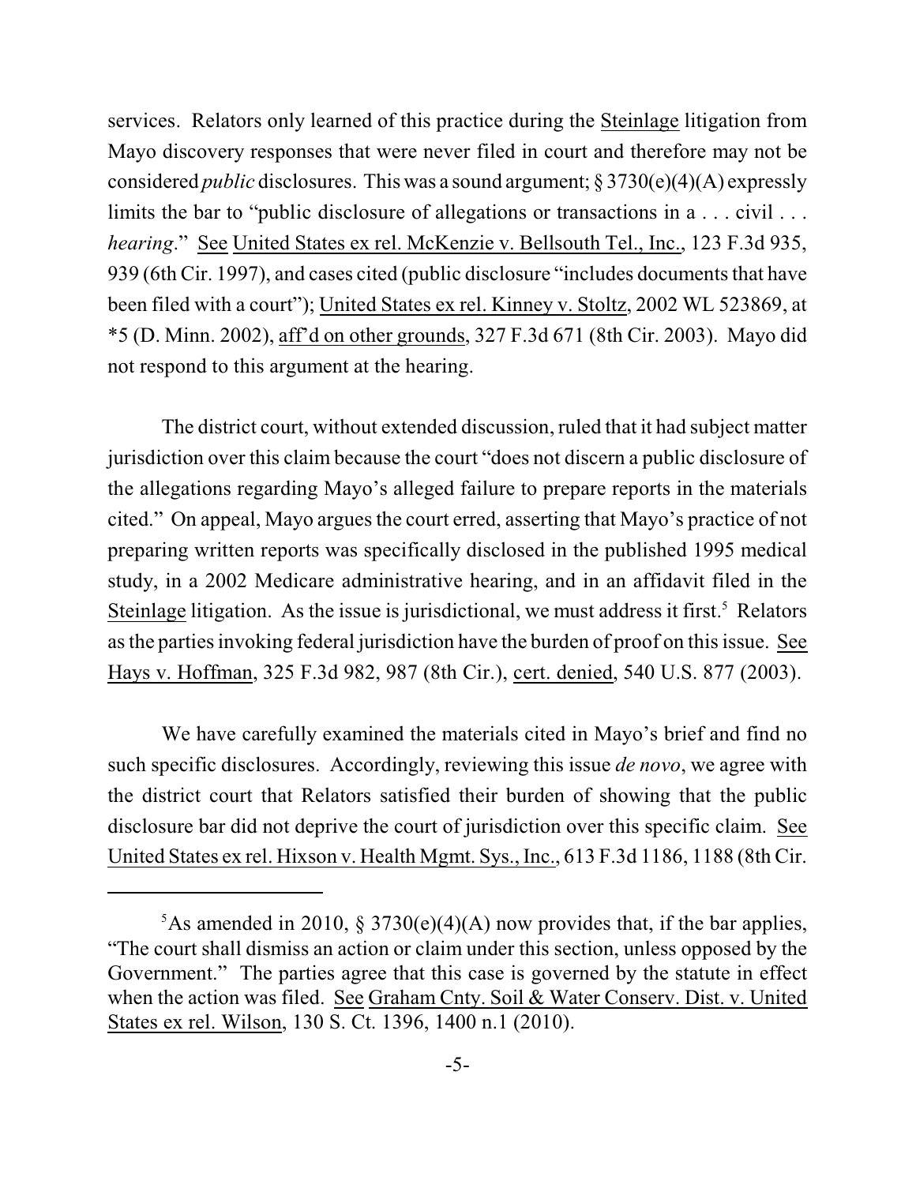services. Relators only learned of this practice during the Steinlage litigation from Mayo discovery responses that were never filed in court and therefore may not be considered *public* disclosures. This was a sound argument; § 3730(e)(4)(A) expressly limits the bar to "public disclosure of allegations or transactions in a . . . civil . . . *hearing*." See United States ex rel. McKenzie v. Bellsouth Tel., Inc., 123 F.3d 935, 939 (6th Cir. 1997), and cases cited (public disclosure "includes documents that have been filed with a court"); United States ex rel. Kinney v. Stoltz, 2002 WL 523869, at *5 (D. Minn. 2002), aff'd on other grounds, 327 F.3d 671 (8th Cir. 2003). Mayo did not respond to this argument at the hearing.

The district court, without extended discussion, ruled that it had subject matter jurisdiction over this claim because the court "does not discern a public disclosure of the allegations regarding Mayo's alleged failure to prepare reports in the materials cited." On appeal, Mayo argues the court erred, asserting that Mayo's practice of not preparing written reports was specifically disclosed in the published 1995 medical study, in a 2002 Medicare administrative hearing, and in an affidavit filed in the Steinlage litigation. As the issue is jurisdictional, we must address it first.[5] Relators as the parties invoking federal jurisdiction have the burden of proof on this issue. See Hays v. Hoffman, 325 F.3d 982, 987 (8th Cir.), cert. denied, 540 U.S. 877 (2003).

We have carefully examined the materials cited in Mayo's brief and find no such specific disclosures. Accordingly, reviewing this issue *de novo*, we agree with the district court that Relators satisfied their burden of showing that the public disclosure bar did not deprive the court of jurisdiction over this specific claim. See United States ex rel. Hixson v. Health Mgmt. Sys., Inc., 613 F.3d 1186, 1188 (8th Cir.

---

[5]As amended in 2010, § 3730(e)(4)(A) now provides that, if the bar applies, "The court shall dismiss an action or claim under this section, unless opposed by the Government." The parties agree that this case is governed by the statute in effect when the action was filed. See Graham Cnty. Soil & Water Conserv. Dist. v. United States ex rel. Wilson, 130 S. Ct. 1396, 1400 n.1 (2010).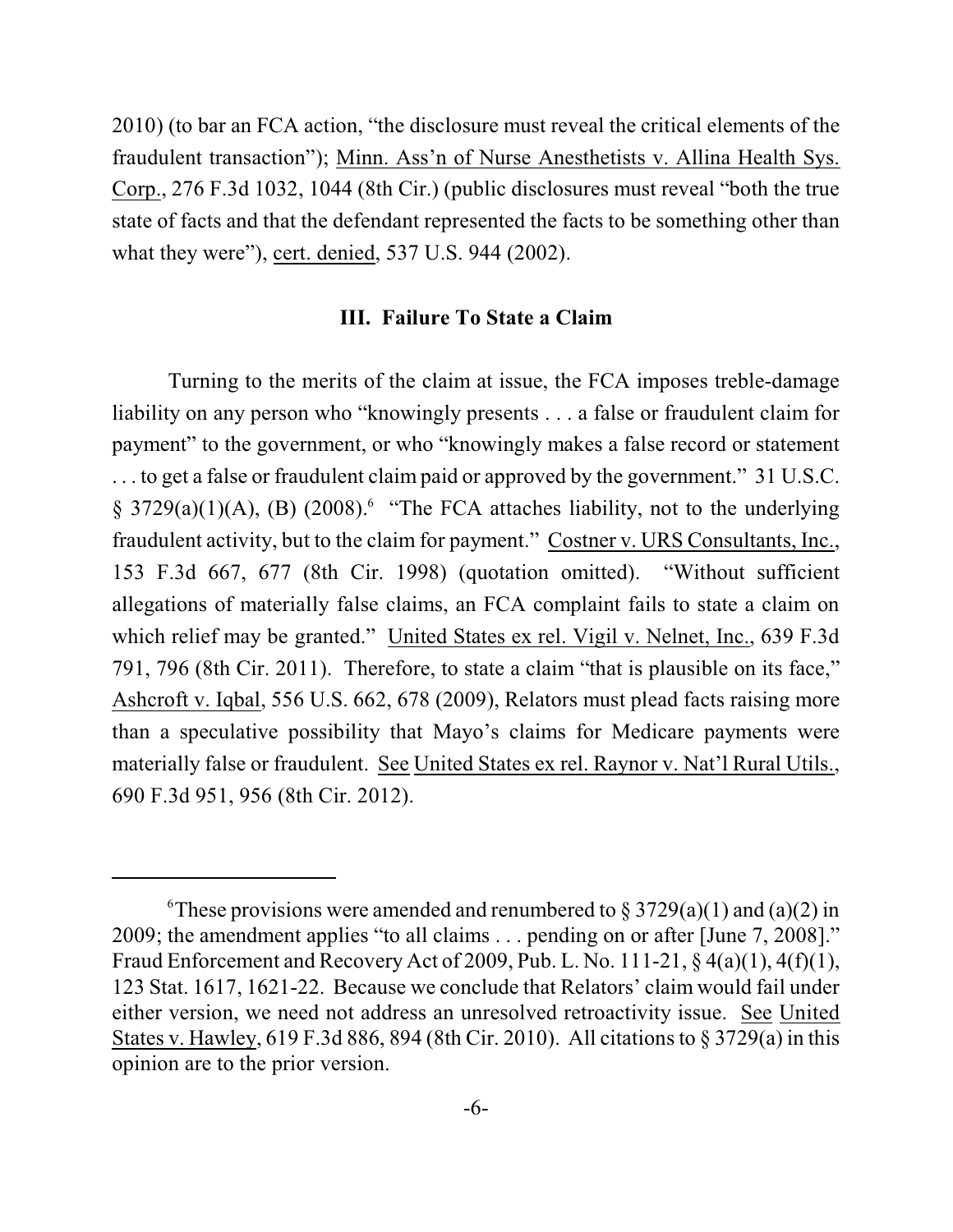2010) (to bar an FCA action, "the disclosure must reveal the critical elements of the fraudulent transaction"); Minn. Ass'n of Nurse Anesthetists v. Allina Health Sys. Corp., 276 F.3d 1032, 1044 (8th Cir.) (public disclosures must reveal "both the true state of facts and that the defendant represented the facts to be something other than what they were"), cert. denied, 537 U.S. 944 (2002).

### III. Failure To State a Claim

Turning to the merits of the claim at issue, the FCA imposes treble-damage liability on any person who "knowingly presents . . . a false or fraudulent claim for payment" to the government, or who "knowingly makes a false record or statement . . . to get a false or fraudulent claim paid or approved by the government." 31 U.S.C. § 3729(a)(1)(A), (B) (2008).[6] "The FCA attaches liability, not to the underlying fraudulent activity, but to the claim for payment." Costner v. URS Consultants, Inc., 153 F.3d 667, 677 (8th Cir. 1998) (quotation omitted). "Without sufficient allegations of materially false claims, an FCA complaint fails to state a claim on which relief may be granted." United States ex rel. Vigil v. Nelnet, Inc., 639 F.3d 791, 796 (8th Cir. 2011). Therefore, to state a claim "that is plausible on its face," Ashcroft v. Iqbal, 556 U.S. 662, 678 (2009), Relators must plead facts raising more than a speculative possibility that Mayo's claims for Medicare payments were materially false or fraudulent. See United States ex rel. Raynor v. Nat'l Rural Utils., 690 F.3d 951, 956 (8th Cir. 2012).

---

[6]These provisions were amended and renumbered to § 3729(a)(1) and (a)(2) in 2009; the amendment applies "to all claims . . . pending on or after [June 7, 2008]." Fraud Enforcement and Recovery Act of 2009, Pub. L. No. 111-21, § 4(a)(1), 4(f)(1), 123 Stat. 1617, 1621-22. Because we conclude that Relators' claim would fail under either version, we need not address an unresolved retroactivity issue. See United States v. Hawley, 619 F.3d 886, 894 (8th Cir. 2010). All citations to § 3729(a) in this opinion are to the prior version.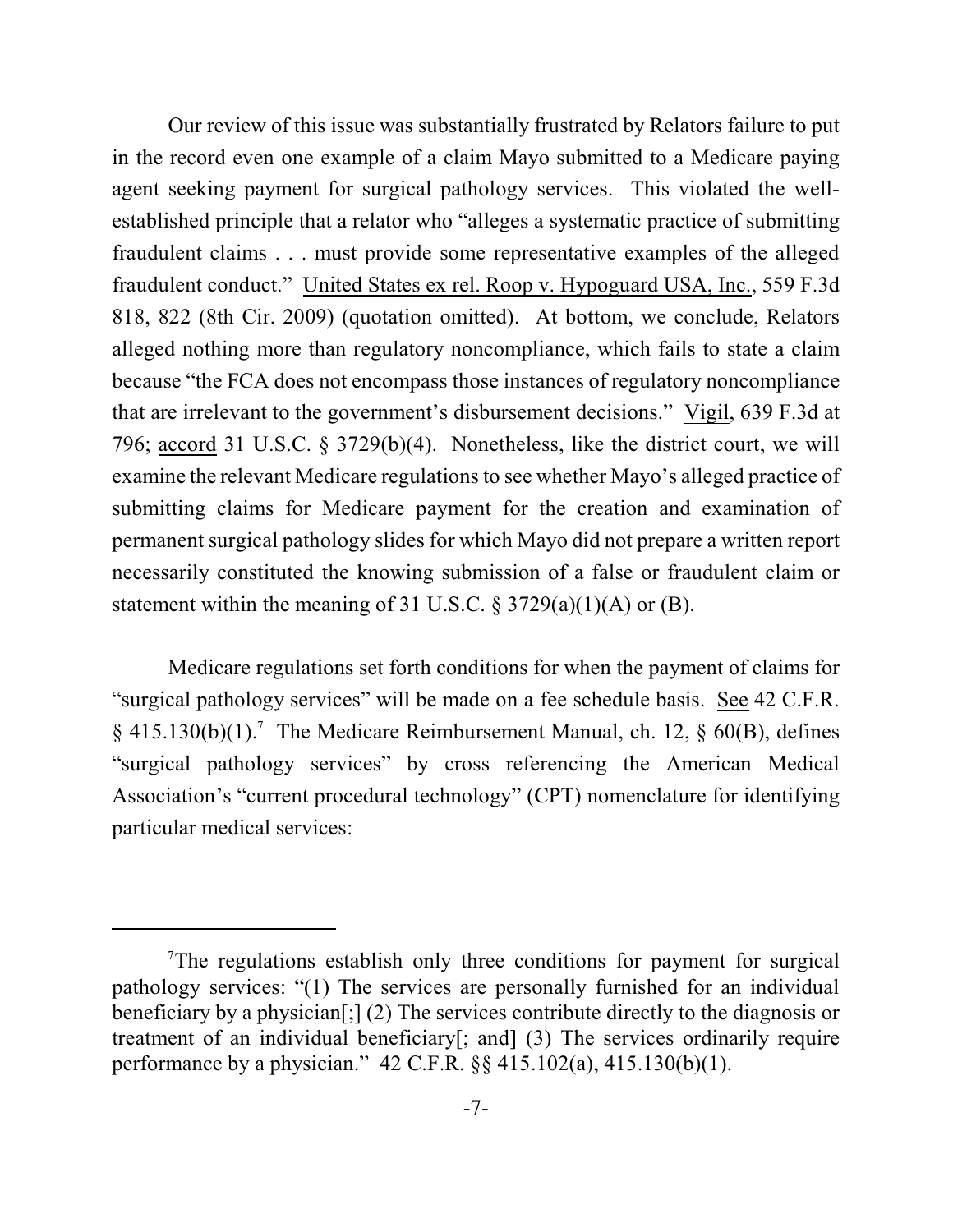Our review of this issue was substantially frustrated by Relators failure to put in the record even one example of a claim Mayo submitted to a Medicare paying agent seeking payment for surgical pathology services. This violated the well-established principle that a relator who "alleges a systematic practice of submitting fraudulent claims . . . must provide some representative examples of the alleged fraudulent conduct." United States ex rel. Roop v. Hypoguard USA, Inc., 559 F.3d 818, 822 (8th Cir. 2009) (quotation omitted). At bottom, we conclude, Relators alleged nothing more than regulatory noncompliance, which fails to state a claim because "the FCA does not encompass those instances of regulatory noncompliance that are irrelevant to the government's disbursement decisions." Vigil, 639 F.3d at 796; accord 31 U.S.C. § 3729(b)(4). Nonetheless, like the district court, we will examine the relevant Medicare regulations to see whether Mayo's alleged practice of submitting claims for Medicare payment for the creation and examination of permanent surgical pathology slides for which Mayo did not prepare a written report necessarily constituted the knowing submission of a false or fraudulent claim or statement within the meaning of 31 U.S.C. § 3729(a)(1)(A) or (B).

Medicare regulations set forth conditions for when the payment of claims for "surgical pathology services" will be made on a fee schedule basis. See 42 C.F.R. § 415.130(b)(1).[7] The Medicare Reimbursement Manual, ch. 12, § 60(B), defines "surgical pathology services" by cross referencing the American Medical Association's "current procedural technology" (CPT) nomenclature for identifying particular medical services:

---

[7]The regulations establish only three conditions for payment for surgical pathology services: "(1) The services are personally furnished for an individual beneficiary by a physician[;] (2) The services contribute directly to the diagnosis or treatment of an individual beneficiary[; and] (3) The services ordinarily require performance by a physician." 42 C.F.R. §§ 415.102(a), 415.130(b)(1).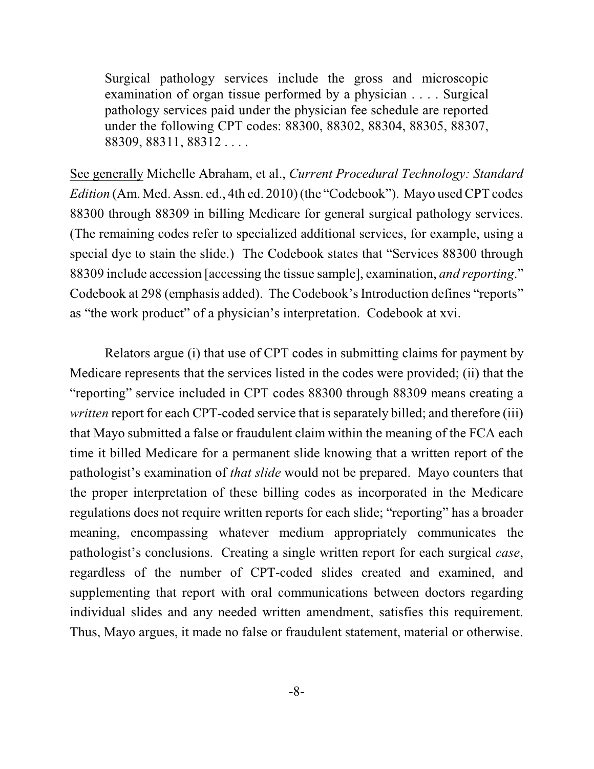> Surgical pathology services include the gross and microscopic examination of organ tissue performed by a physician . . . . Surgical pathology services paid under the physician fee schedule are reported under the following CPT codes: 88300, 88302, 88304, 88305, 88307, 88309, 88311, 88312 . . . .

See generally Michelle Abraham, et al., *Current Procedural Technology: Standard Edition* (Am. Med. Assn. ed., 4th ed. 2010) (the "Codebook"). Mayo used CPT codes 88300 through 88309 in billing Medicare for general surgical pathology services. (The remaining codes refer to specialized additional services, for example, using a special dye to stain the slide.) The Codebook states that "Services 88300 through 88309 include accession [accessing the tissue sample], examination, *and reporting*." Codebook at 298 (emphasis added). The Codebook's Introduction defines "reports" as "the work product" of a physician's interpretation. Codebook at xvi.

Relators argue (i) that use of CPT codes in submitting claims for payment by Medicare represents that the services listed in the codes were provided; (ii) that the "reporting" service included in CPT codes 88300 through 88309 means creating a *written* report for each CPT-coded service that is separately billed; and therefore (iii) that Mayo submitted a false or fraudulent claim within the meaning of the FCA each time it billed Medicare for a permanent slide knowing that a written report of the pathologist's examination of *that slide* would not be prepared. Mayo counters that the proper interpretation of these billing codes as incorporated in the Medicare regulations does not require written reports for each slide; "reporting" has a broader meaning, encompassing whatever medium appropriately communicates the pathologist's conclusions. Creating a single written report for each surgical *case*, regardless of the number of CPT-coded slides created and examined, and supplementing that report with oral communications between doctors regarding individual slides and any needed written amendment, satisfies this requirement. Thus, Mayo argues, it made no false or fraudulent statement, material or otherwise.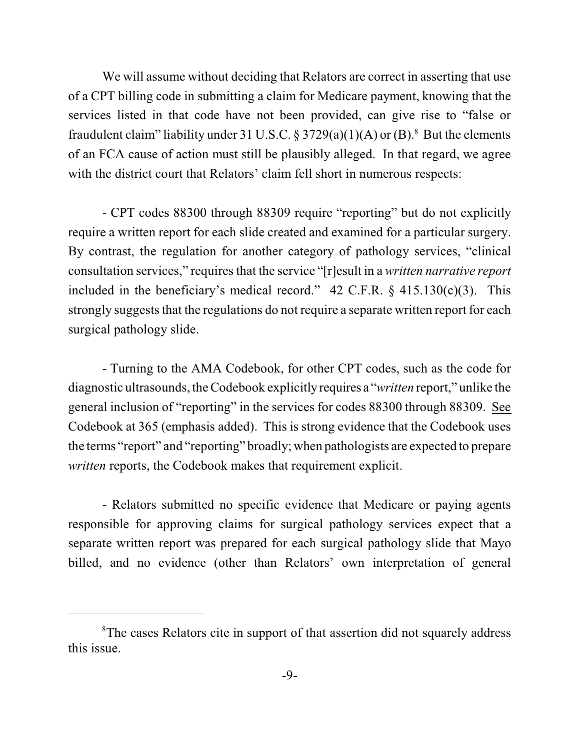We will assume without deciding that Relators are correct in asserting that use of a CPT billing code in submitting a claim for Medicare payment, knowing that the services listed in that code have not been provided, can give rise to "false or fraudulent claim" liability under 31 U.S.C. § 3729(a)(1)(A) or (B).[8] But the elements of an FCA cause of action must still be plausibly alleged. In that regard, we agree with the district court that Relators' claim fell short in numerous respects:

- CPT codes 88300 through 88309 require "reporting" but do not explicitly require a written report for each slide created and examined for a particular surgery. By contrast, the regulation for another category of pathology services, "clinical consultation services," requires that the service "[r]esult in a *written narrative report* included in the beneficiary's medical record." 42 C.F.R. § 415.130(c)(3). This strongly suggests that the regulations do not require a separate written report for each surgical pathology slide.

- Turning to the AMA Codebook, for other CPT codes, such as the code for diagnostic ultrasounds, the Codebook explicitly requires a "*written* report," unlike the general inclusion of "reporting" in the services for codes 88300 through 88309. See Codebook at 365 (emphasis added). This is strong evidence that the Codebook uses the terms "report" and "reporting" broadly; when pathologists are expected to prepare *written* reports, the Codebook makes that requirement explicit.

- Relators submitted no specific evidence that Medicare or paying agents responsible for approving claims for surgical pathology services expect that a separate written report was prepared for each surgical pathology slide that Mayo billed, and no evidence (other than Relators' own interpretation of general

---

[8] The cases Relators cite in support of that assertion did not squarely address this issue.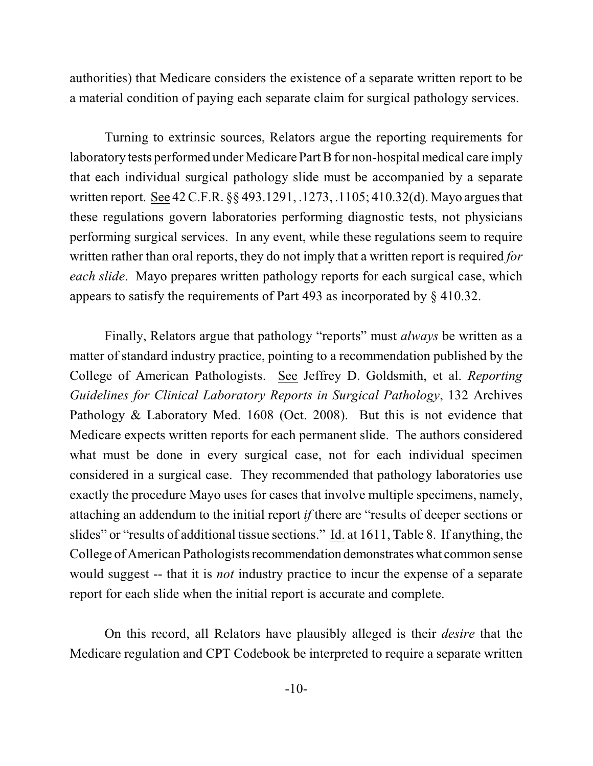authorities) that Medicare considers the existence of a separate written report to be a material condition of paying each separate claim for surgical pathology services.

Turning to extrinsic sources, Relators argue the reporting requirements for laboratory tests performed under Medicare Part B for non-hospital medical care imply that each individual surgical pathology slide must be accompanied by a separate written report. See 42 C.F.R. §§ 493.1291, .1273, .1105; 410.32(d). Mayo argues that these regulations govern laboratories performing diagnostic tests, not physicians performing surgical services. In any event, while these regulations seem to require written rather than oral reports, they do not imply that a written report is required *for each slide*. Mayo prepares written pathology reports for each surgical case, which appears to satisfy the requirements of Part 493 as incorporated by § 410.32.

Finally, Relators argue that pathology "reports" must *always* be written as a matter of standard industry practice, pointing to a recommendation published by the College of American Pathologists. See Jeffrey D. Goldsmith, et al. *Reporting Guidelines for Clinical Laboratory Reports in Surgical Pathology*, 132 Archives Pathology & Laboratory Med. 1608 (Oct. 2008). But this is not evidence that Medicare expects written reports for each permanent slide. The authors considered what must be done in every surgical case, not for each individual specimen considered in a surgical case. They recommended that pathology laboratories use exactly the procedure Mayo uses for cases that involve multiple specimens, namely, attaching an addendum to the initial report *if* there are "results of deeper sections or slides" or "results of additional tissue sections." Id. at 1611, Table 8. If anything, the College of American Pathologists recommendation demonstrates what common sense would suggest -- that it is *not* industry practice to incur the expense of a separate report for each slide when the initial report is accurate and complete.

On this record, all Relators have plausibly alleged is their *desire* that the Medicare regulation and CPT Codebook be interpreted to require a separate written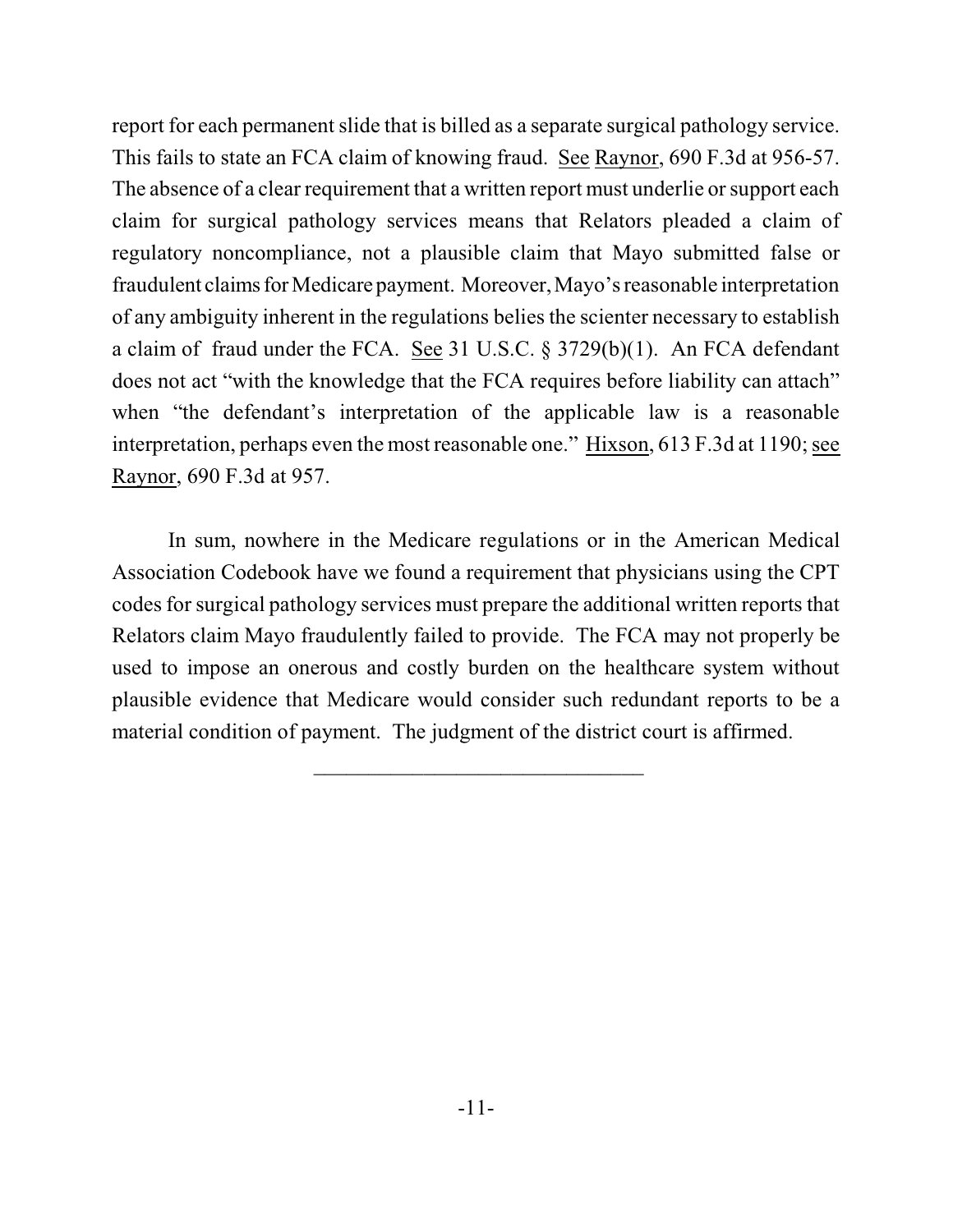report for each permanent slide that is billed as a separate surgical pathology service. This fails to state an FCA claim of knowing fraud. See Raynor, 690 F.3d at 956-57. The absence of a clear requirement that a written report must underlie or support each claim for surgical pathology services means that Relators pleaded a claim of regulatory noncompliance, not a plausible claim that Mayo submitted false or fraudulent claims for Medicare payment. Moreover, Mayo's reasonable interpretation of any ambiguity inherent in the regulations belies the scienter necessary to establish a claim of fraud under the FCA. See 31 U.S.C. § 3729(b)(1). An FCA defendant does not act "with the knowledge that the FCA requires before liability can attach" when "the defendant's interpretation of the applicable law is a reasonable interpretation, perhaps even the most reasonable one." Hixson, 613 F.3d at 1190; see Raynor, 690 F.3d at 957.

In sum, nowhere in the Medicare regulations or in the American Medical Association Codebook have we found a requirement that physicians using the CPT codes for surgical pathology services must prepare the additional written reports that Relators claim Mayo fraudulently failed to provide. The FCA may not properly be used to impose an onerous and costly burden on the healthcare system without plausible evidence that Medicare would consider such redundant reports to be a material condition of payment. The judgment of the district court is affirmed.

______________________________